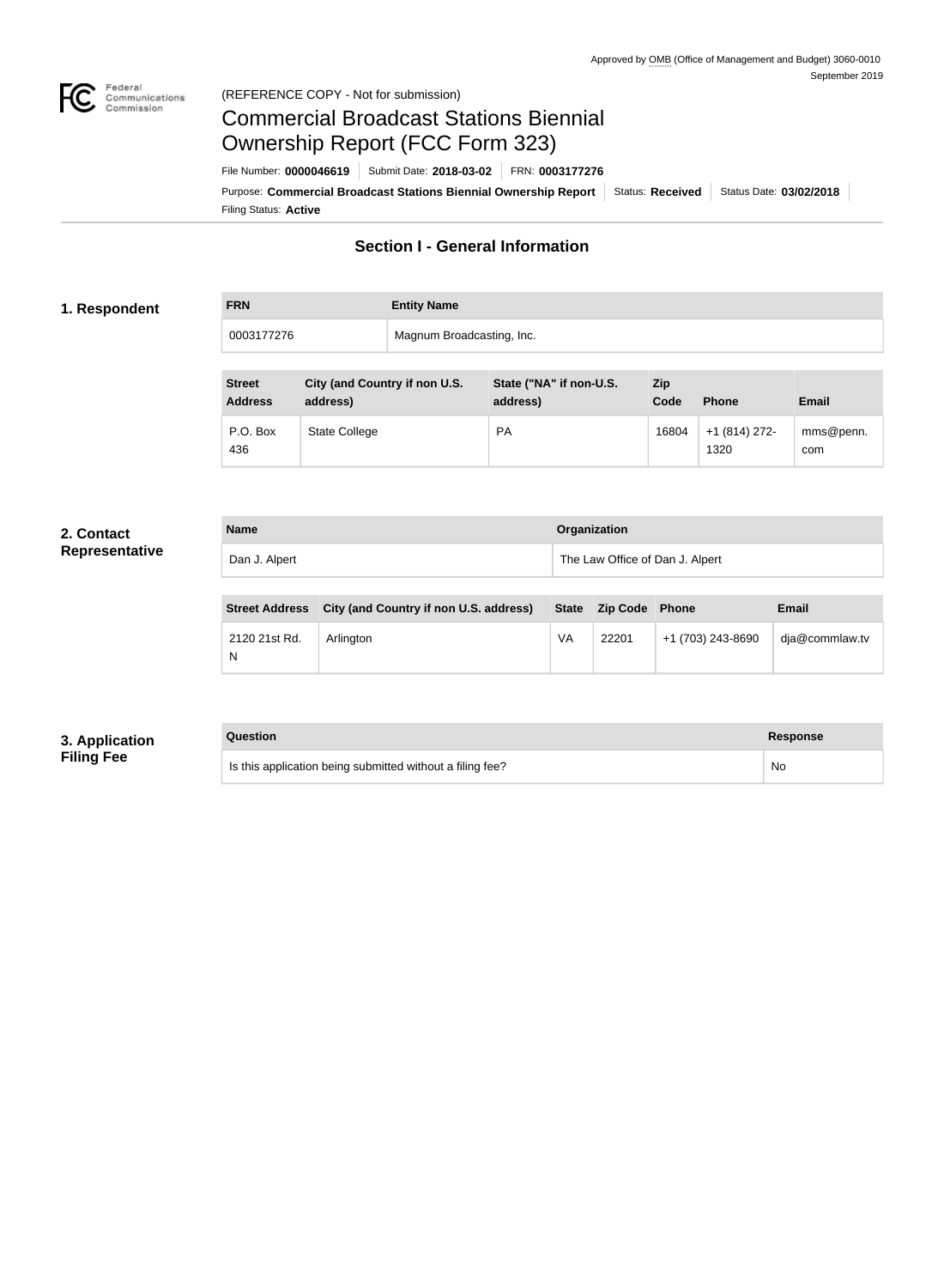Approved by OMB (Office of Management and Budget) 3060-0010
September 2019

(REFERENCE COPY - Not for submission)

# Commercial Broadcast Stations Biennial Ownership Report (FCC Form 323)

File Number: **0000046619** | Submit Date: **2018-03-02** | FRN: **0003177276**

Purpose: **Commercial Broadcast Stations Biennial Ownership Report** | Status: **Received** | Status Date: **03/02/2018** | Filing Status: **Active**

## Section I - General Information

### 1. Respondent

| FRN | Entity Name |
|---|---|
| 0003177276 | Magnum Broadcasting, Inc. |

| Street Address | City (and Country if non U.S. address) | State ("NA" if non-U.S. address) | Zip Code | Phone | Email |
|---|---|---|---|---|---|
| P.O. Box 436 | State College | PA | 16804 | +1 (814) 272-1320 | mms@penn.com |

### 2. Contact Representative

| Name | Organization |
|---|---|
| Dan J. Alpert | The Law Office of Dan J. Alpert |

| Street Address | City (and Country if non U.S. address) | State | Zip Code | Phone | Email |
|---|---|---|---|---|---|
| 2120 21st Rd. N | Arlington | VA | 22201 | +1 (703) 243-8690 | dja@commlaw.tv |

### 3. Application Filing Fee

| Question | Response |
|---|---|
| Is this application being submitted without a filing fee? | No |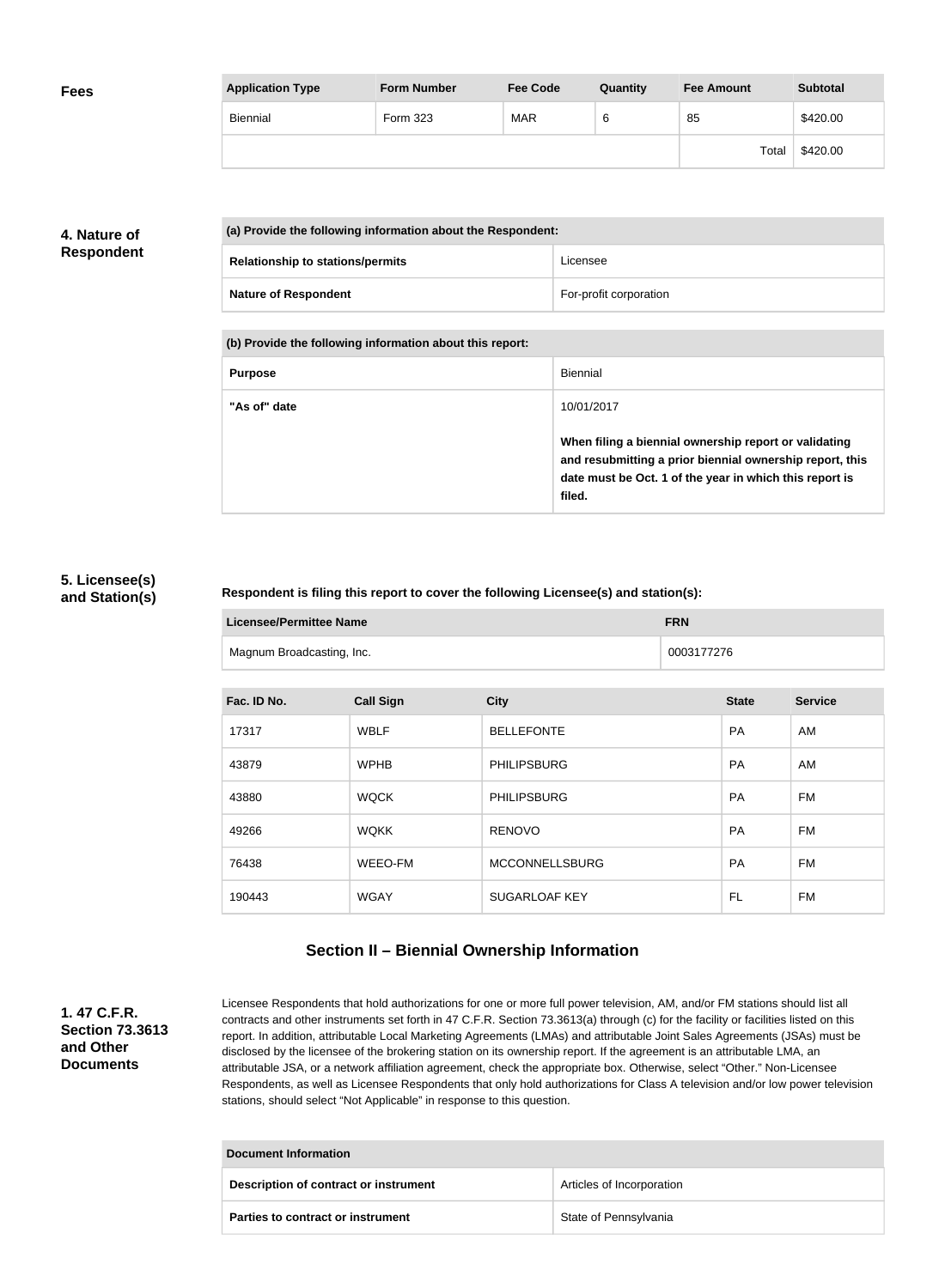### Fees

| Application Type | Form Number | Fee Code | Quantity | Fee Amount | Subtotal |
|---|---|---|---|---|---|
| Biennial | Form 323 | MAR | 6 | 85 | $420.00 |
| | | | | Total | $420.00 |

### 4. Nature of Respondent

| (a) Provide the following information about the Respondent: | |
|---|---|
| Relationship to stations/permits | Licensee |
| Nature of Respondent | For-profit corporation |

| (b) Provide the following information about this report: | |
|---|---|
| Purpose | Biennial |
| "As of" date | 10/01/2017<br><br>**When filing a biennial ownership report or validating and resubmitting a prior biennial ownership report, this date must be Oct. 1 of the year in which this report is filed.** |

### 5. Licensee(s) and Station(s)

**Respondent is filing this report to cover the following Licensee(s) and station(s):**

| Licensee/Permittee Name | FRN |
|---|---|
| Magnum Broadcasting, Inc. | 0003177276 |

| Fac. ID No. | Call Sign | City | State | Service |
|---|---|---|---|---|
| 17317 | WBLF | BELLEFONTE | PA | AM |
| 43879 | WPHB | PHILIPSBURG | PA | AM |
| 43880 | WQCK | PHILIPSBURG | PA | FM |
| 49266 | WQKK | RENOVO | PA | FM |
| 76438 | WEEO-FM | MCCONNELLSBURG | PA | FM |
| 190443 | WGAY | SUGARLOAF KEY | FL | FM |

## Section II – Biennial Ownership Information

### 1. 47 C.F.R. Section 73.3613 and Other Documents

Licensee Respondents that hold authorizations for one or more full power television, AM, and/or FM stations should list all contracts and other instruments set forth in 47 C.F.R. Section 73.3613(a) through (c) for the facility or facilities listed on this report. In addition, attributable Local Marketing Agreements (LMAs) and attributable Joint Sales Agreements (JSAs) must be disclosed by the licensee of the brokering station on its ownership report. If the agreement is an attributable LMA, an attributable JSA, or a network affiliation agreement, check the appropriate box. Otherwise, select "Other." Non-Licensee Respondents, as well as Licensee Respondents that only hold authorizations for Class A television and/or low power television stations, should select "Not Applicable" in response to this question.

| Document Information | |
|---|---|
| Description of contract or instrument | Articles of Incorporation |
| Parties to contract or instrument | State of Pennsylvania |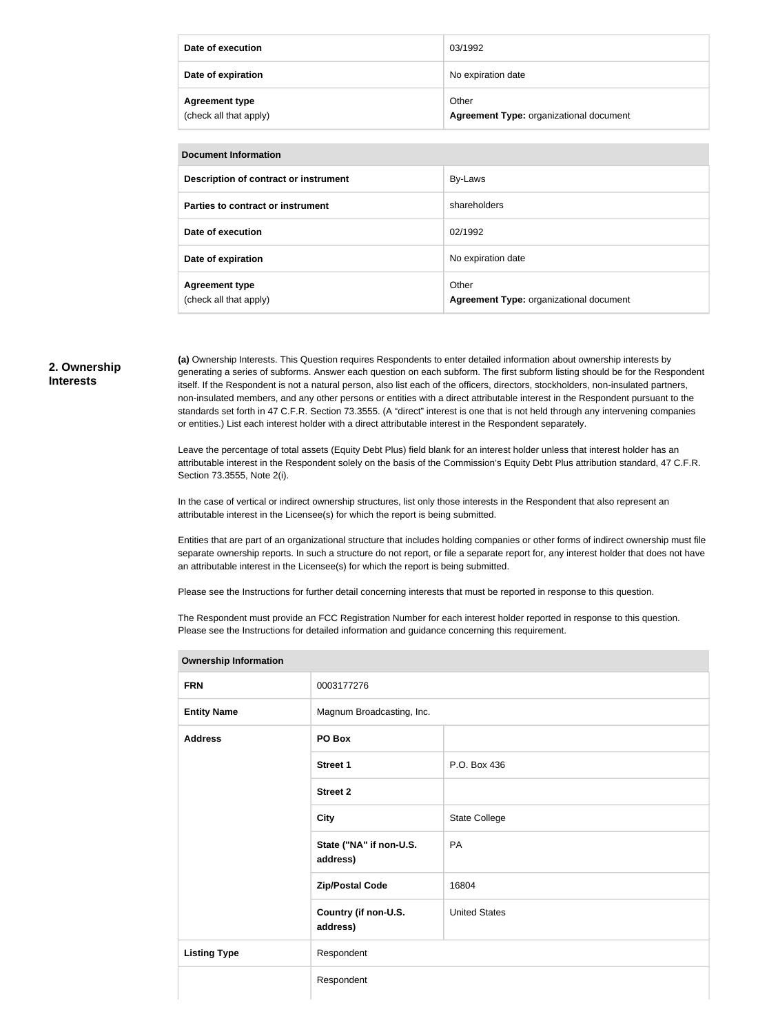| | |
|---|---|
| **Date of execution** | 03/1992 |
| **Date of expiration** | No expiration date |
| **Agreement type** (check all that apply) | Other **Agreement Type:** organizational document |

| **Document Information** | |
|---|---|
| **Description of contract or instrument** | By-Laws |
| **Parties to contract or instrument** | shareholders |
| **Date of execution** | 02/1992 |
| **Date of expiration** | No expiration date |
| **Agreement type** (check all that apply) | Other **Agreement Type:** organizational document |

## 2. Ownership Interests

**(a)** Ownership Interests. This Question requires Respondents to enter detailed information about ownership interests by generating a series of subforms. Answer each question on each subform. The first subform listing should be for the Respondent itself. If the Respondent is not a natural person, also list each of the officers, directors, stockholders, non-insulated partners, non-insulated members, and any other persons or entities with a direct attributable interest in the Respondent pursuant to the standards set forth in 47 C.F.R. Section 73.3555. (A "direct" interest is one that is not held through any intervening companies or entities.) List each interest holder with a direct attributable interest in the Respondent separately.

Leave the percentage of total assets (Equity Debt Plus) field blank for an interest holder unless that interest holder has an attributable interest in the Respondent solely on the basis of the Commission's Equity Debt Plus attribution standard, 47 C.F.R. Section 73.3555, Note 2(i).

In the case of vertical or indirect ownership structures, list only those interests in the Respondent that also represent an attributable interest in the Licensee(s) for which the report is being submitted.

Entities that are part of an organizational structure that includes holding companies or other forms of indirect ownership must file separate ownership reports. In such a structure do not report, or file a separate report for, any interest holder that does not have an attributable interest in the Licensee(s) for which the report is being submitted.

Please see the Instructions for further detail concerning interests that must be reported in response to this question.

The Respondent must provide an FCC Registration Number for each interest holder reported in response to this question. Please see the Instructions for detailed information and guidance concerning this requirement.

| **Ownership Information** | | |
|---|---|---|
| **FRN** | 0003177276 | |
| **Entity Name** | Magnum Broadcasting, Inc. | |
| **Address** | **PO Box** | |
| | **Street 1** | P.O. Box 436 |
| | **Street 2** | |
| | **City** | State College |
| | **State ("NA" if non-U.S. address)** | PA |
| | **Zip/Postal Code** | 16804 |
| | **Country (if non-U.S. address)** | United States |
| **Listing Type** | Respondent | |
| | Respondent | |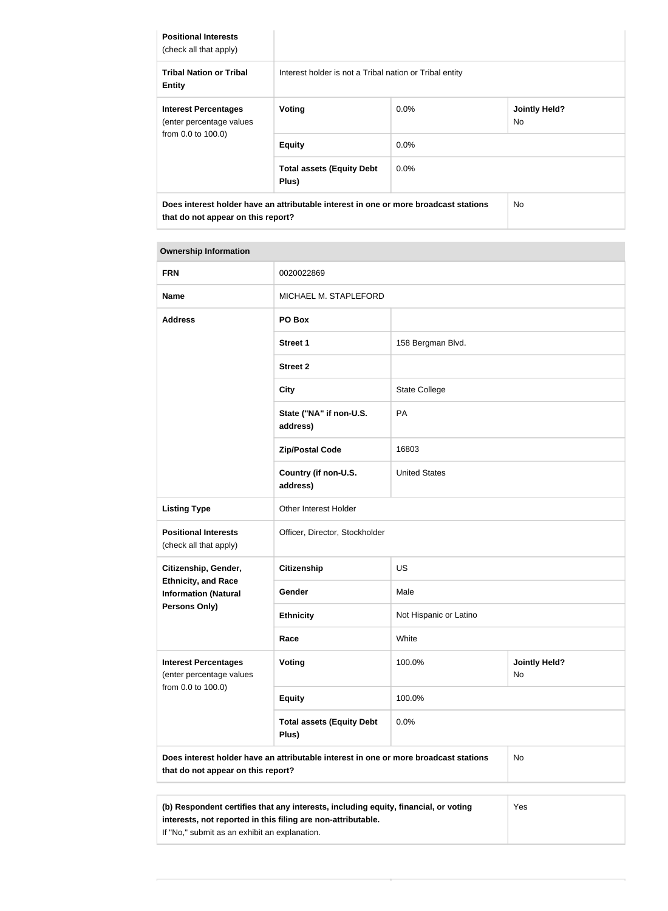| | | | |
|---|---|---|---|
| **Positional Interests** (check all that apply) | | | |
| **Tribal Nation or Tribal Entity** | Interest holder is not a Tribal nation or Tribal entity | | |
| **Interest Percentages** (enter percentage values from 0.0 to 100.0) | **Voting** | 0.0% | **Jointly Held?** No |
| | **Equity** | 0.0% | |
| | **Total assets (Equity Debt Plus)** | 0.0% | |
| **Does interest holder have an attributable interest in one or more broadcast stations that do not appear on this report?** | | | No |

| **Ownership Information** | | | |
|---|---|---|---|
| **FRN** | 0020022869 | | |
| **Name** | MICHAEL M. STAPLEFORD | | |
| **Address** | **PO Box** | | |
| | **Street 1** | 158 Bergman Blvd. | |
| | **Street 2** | | |
| | **City** | State College | |
| | **State ("NA" if non-U.S. address)** | PA | |
| | **Zip/Postal Code** | 16803 | |
| | **Country (if non-U.S. address)** | United States | |
| **Listing Type** | Other Interest Holder | | |
| **Positional Interests** (check all that apply) | Officer, Director, Stockholder | | |
| **Citizenship, Gender, Ethnicity, and Race Information (Natural Persons Only)** | **Citizenship** | US | |
| | **Gender** | Male | |
| | **Ethnicity** | Not Hispanic or Latino | |
| | **Race** | White | |
| **Interest Percentages** (enter percentage values from 0.0 to 100.0) | **Voting** | 100.0% | **Jointly Held?** No |
| | **Equity** | 100.0% | |
| | **Total assets (Equity Debt Plus)** | 0.0% | |
| **Does interest holder have an attributable interest in one or more broadcast stations that do not appear on this report?** | | | No |

| | |
|---|---|
| **(b) Respondent certifies that any interests, including equity, financial, or voting interests, not reported in this filing are non-attributable.** If "No," submit as an exhibit an explanation. | Yes |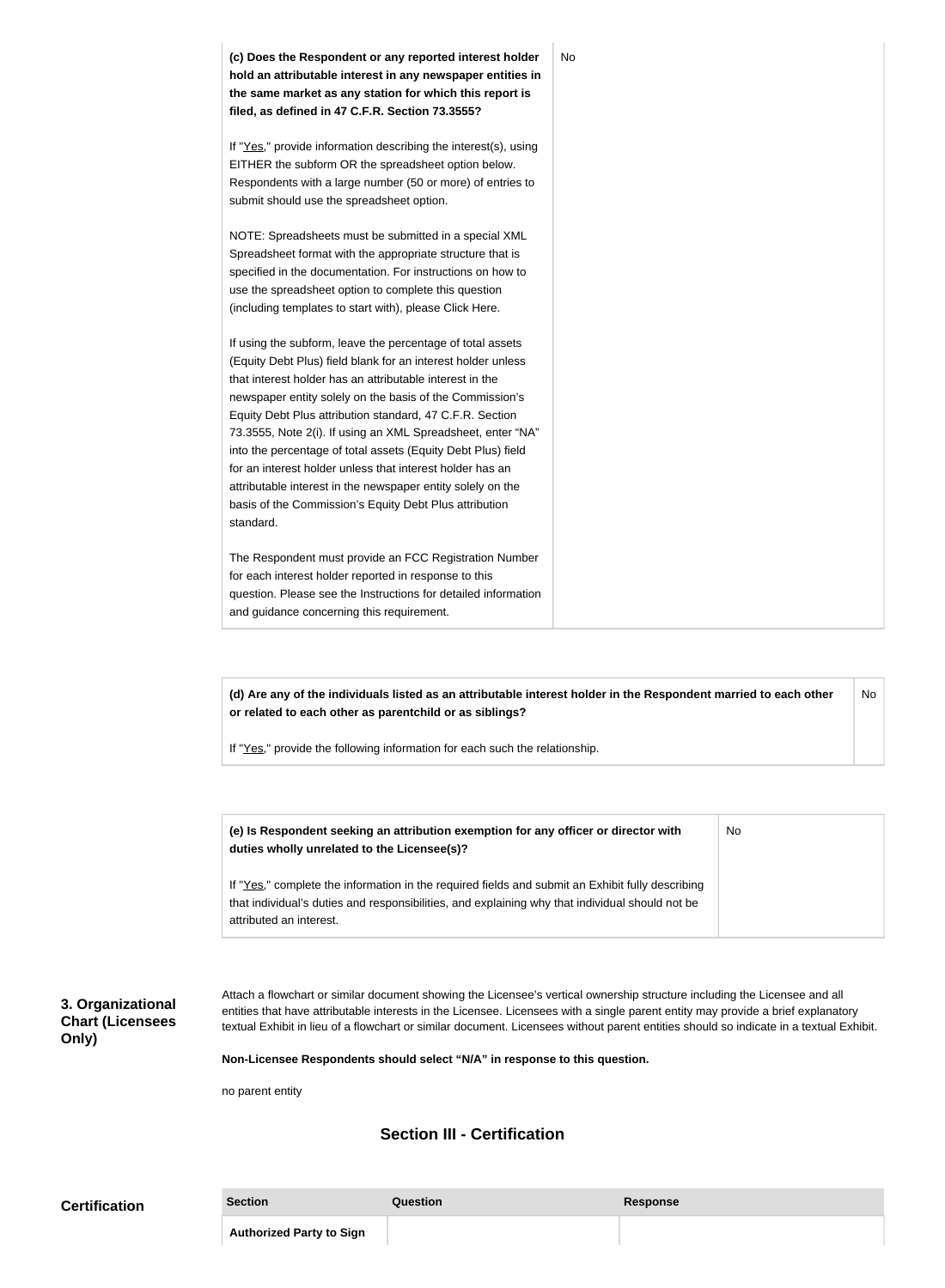| | |
|---|---|
| **(c) Does the Respondent or any reported interest holder hold an attributable interest in any newspaper entities in the same market as any station for which this report is filed, as defined in 47 C.F.R. Section 73.3555?**<br><br>If "Yes," provide information describing the interest(s), using EITHER the subform OR the spreadsheet option below. Respondents with a large number (50 or more) of entries to submit should use the spreadsheet option.<br><br>NOTE: Spreadsheets must be submitted in a special XML Spreadsheet format with the appropriate structure that is specified in the documentation. For instructions on how to use the spreadsheet option to complete this question (including templates to start with), please Click Here.<br><br>If using the subform, leave the percentage of total assets (Equity Debt Plus) field blank for an interest holder unless that interest holder has an attributable interest in the newspaper entity solely on the basis of the Commission's Equity Debt Plus attribution standard, 47 C.F.R. Section 73.3555, Note 2(i). If using an XML Spreadsheet, enter "NA" into the percentage of total assets (Equity Debt Plus) field for an interest holder unless that interest holder has an attributable interest in the newspaper entity solely on the basis of the Commission's Equity Debt Plus attribution standard.<br><br>The Respondent must provide an FCC Registration Number for each interest holder reported in response to this question. Please see the Instructions for detailed information and guidance concerning this requirement. | No |

| | |
|---|---|
| **(d) Are any of the individuals listed as an attributable interest holder in the Respondent married to each other or related to each other as parentchild or as siblings?**<br><br>If "Yes," provide the following information for each such relationship. | No |

| | |
|---|---|
| **(e) Is Respondent seeking an attribution exemption for any officer or director with duties wholly unrelated to the Licensee(s)?**<br><br>If "Yes," complete the information in the required fields and submit an Exhibit fully describing that individual's duties and responsibilities, and explaining why that individual should not be attributed an interest. | No |

### 3. Organizational Chart (Licensees Only)

Attach a flowchart or similar document showing the Licensee's vertical ownership structure including the Licensee and all entities that have attributable interests in the Licensee. Licensees with a single parent entity may provide a brief explanatory textual Exhibit in lieu of a flowchart or similar document. Licensees without parent entities should so indicate in a textual Exhibit.

**Non-Licensee Respondents should select "N/A" in response to this question.**

no parent entity

## Section III - Certification

### Certification

| Section | Question | Response |
|---|---|---|
| **Authorized Party to Sign** | | |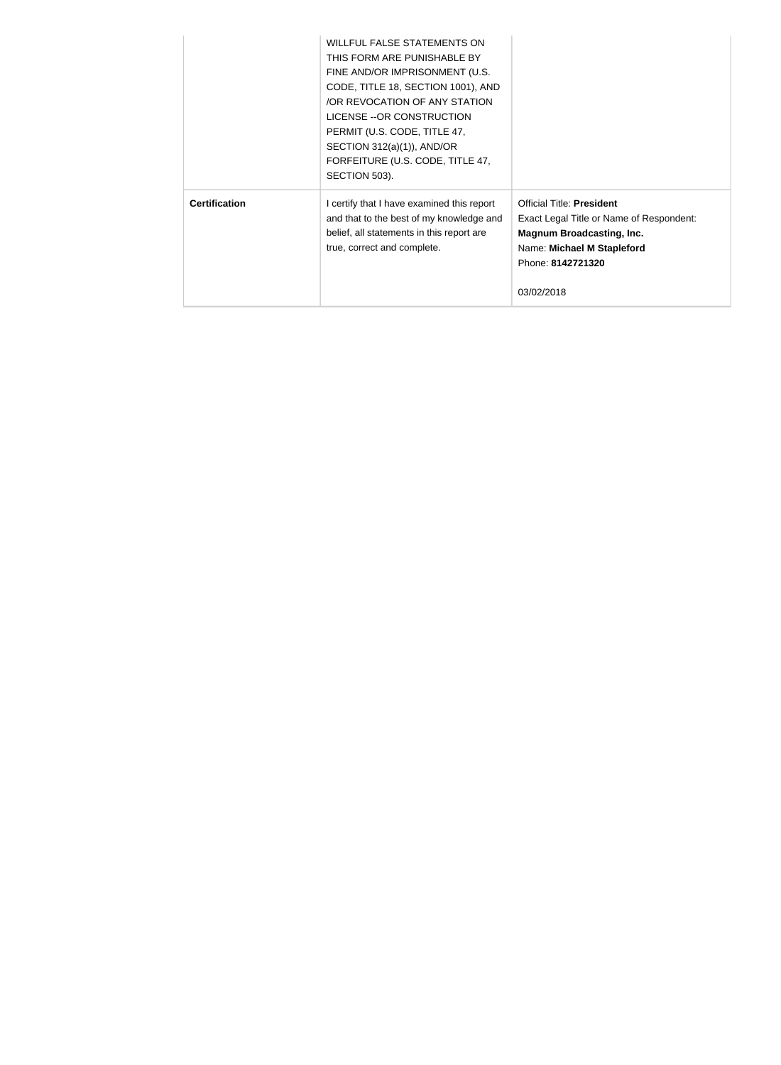| | | |
|---|---|---|
| | WILLFUL FALSE STATEMENTS ON THIS FORM ARE PUNISHABLE BY FINE AND/OR IMPRISONMENT (U.S. CODE, TITLE 18, SECTION 1001), AND /OR REVOCATION OF ANY STATION LICENSE --OR CONSTRUCTION PERMIT (U.S. CODE, TITLE 47, SECTION 312(a)(1)), AND/OR FORFEITURE (U.S. CODE, TITLE 47, SECTION 503). | |
| **Certification** | I certify that I have examined this report and that to the best of my knowledge and belief, all statements in this report are true, correct and complete. | Official Title: **President**<br>Exact Legal Title or Name of Respondent: **Magnum Broadcasting, Inc.**<br>Name: **Michael M Stapleford**<br>Phone: **8142721320**<br><br>03/02/2018 |